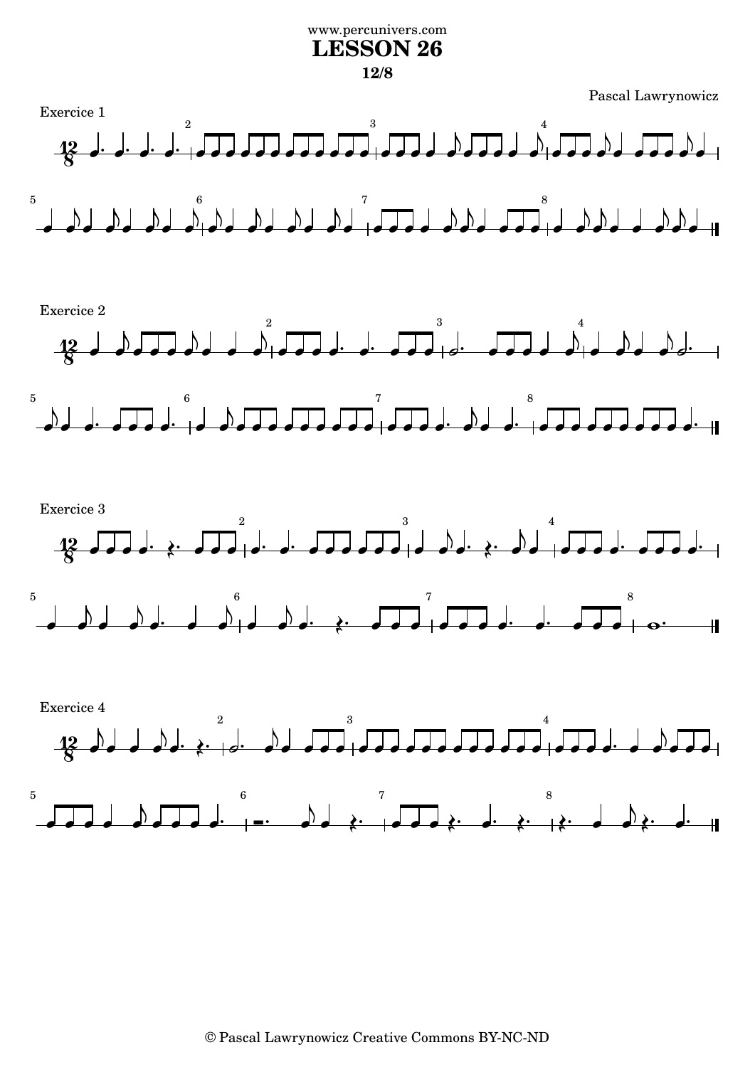www.percunivers.com

# LESSON 26

**12/8**

Pascal Lawrynowicz

Exercice 1

Exercice 2

Exercice 3

Exercice 4

© Pascal Lawrynowicz Creative Commons BY-NC-ND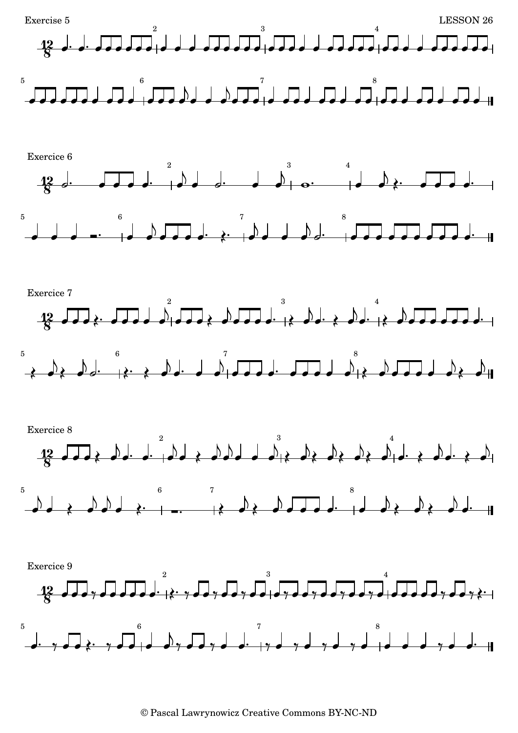Exercise 5

LESSON 26

Exercice 6

Exercice 7

Exercice 8

Exercice 9

© Pascal Lawrynowicz Creative Commons BY-NC-ND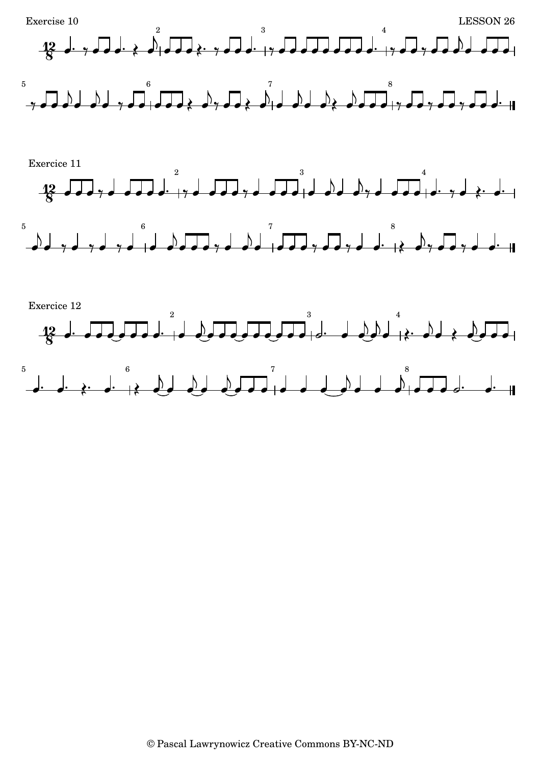Exercise 10

LESSON 26

Exercice 11

Exercice 12

© Pascal Lawrynowicz Creative Commons BY-NC-ND